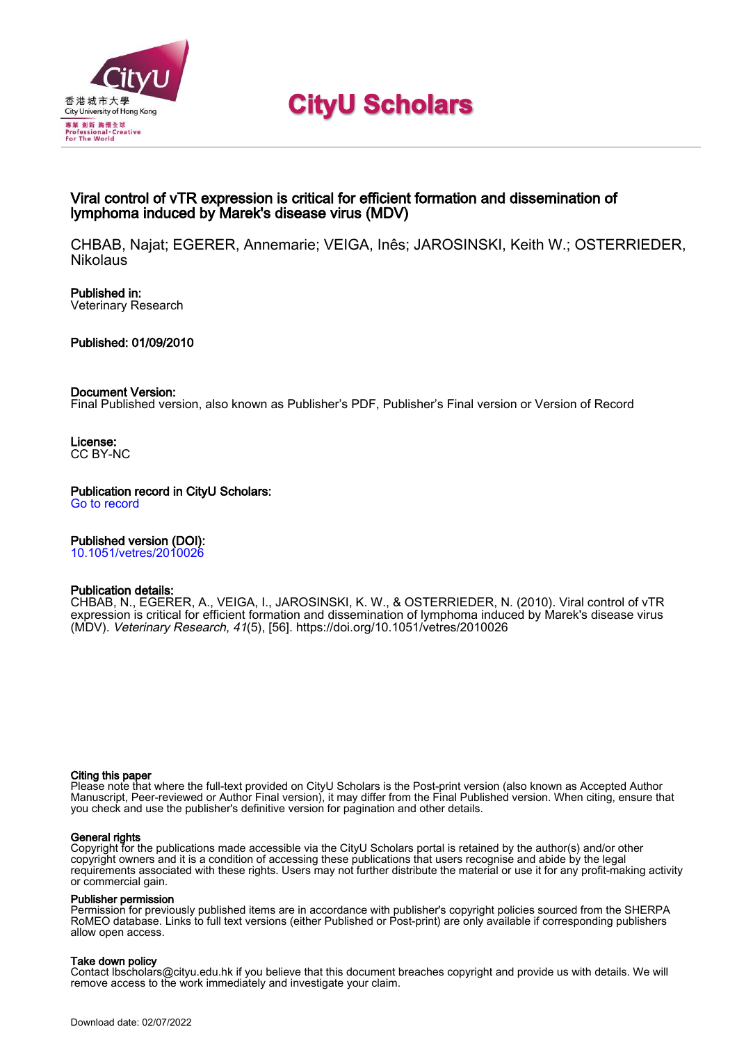# CityU Scholars

## Viral control of vTR expression is critical for efficient formation and dissemination of lymphoma induced by Marek's disease virus (MDV)

CHBAB, Najat; EGERER, Annemarie; VEIGA, Inês; JAROSINSKI, Keith W.; OSTERRIEDER, Nikolaus

**Published in:**
Veterinary Research

**Published: 01/09/2010**

**Document Version:**
Final Published version, also known as Publisher's PDF, Publisher's Final version or Version of Record

**License:**
CC BY-NC

**Publication record in CityU Scholars:**
Go to record

**Published version (DOI):**
10.1051/vetres/2010026

**Publication details:**
CHBAB, N., EGERER, A., VEIGA, I., JAROSINSKI, K. W., & OSTERRIEDER, N. (2010). Viral control of vTR expression is critical for efficient formation and dissemination of lymphoma induced by Marek's disease virus (MDV). *Veterinary Research*, *41*(5), [56]. https://doi.org/10.1051/vetres/2010026

**Citing this paper**
Please note that where the full-text provided on CityU Scholars is the Post-print version (also known as Accepted Author Manuscript, Peer-reviewed or Author Final version), it may differ from the Final Published version. When citing, ensure that you check and use the publisher's definitive version for pagination and other details.

**General rights**
Copyright for the publications made accessible via the CityU Scholars portal is retained by the author(s) and/or other copyright owners and it is a condition of accessing these publications that users recognise and abide by the legal requirements associated with these rights. Users may not further distribute the material or use it for any profit-making activity or commercial gain.

**Publisher permission**
Permission for previously published items are in accordance with publisher's copyright policies sourced from the SHERPA RoMEO database. Links to full text versions (either Published or Post-print) are only available if corresponding publishers allow open access.

**Take down policy**
Contact lbscholars@cityu.edu.hk if you believe that this document breaches copyright and provide us with details. We will remove access to the work immediately and investigate your claim.

Download date: 02/07/2022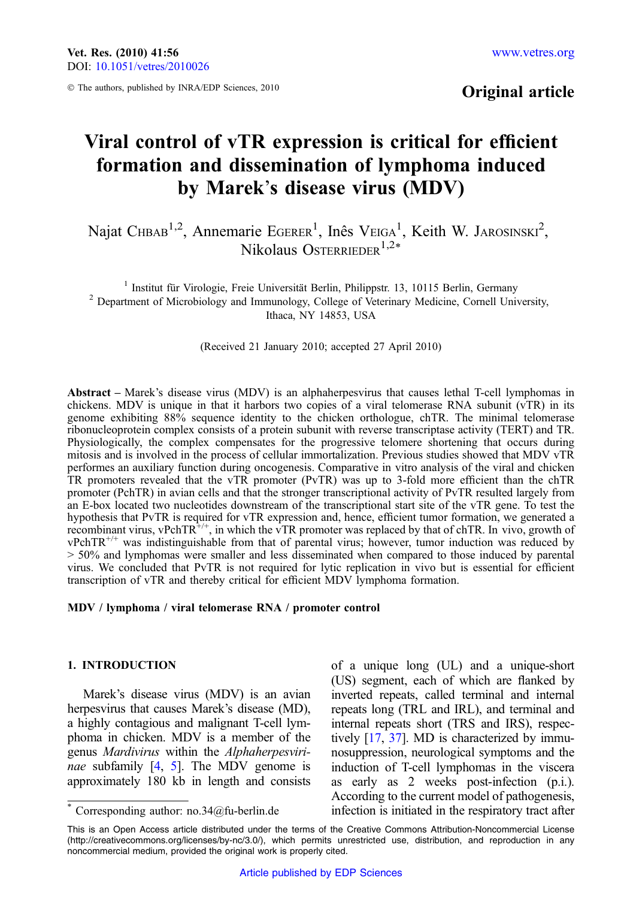# Viral control of vTR expression is critical for efficient formation and dissemination of lymphoma induced by Marek's disease virus (MDV)

Najat CHBAB[1,2], Annemarie EGERER[1], Inês VEIGA[1], Keith W. JAROSINSKI[2], Nikolaus OSTERRIEDER[1,2]*

[1] Institut für Virologie, Freie Universität Berlin, Philippstr. 13, 10115 Berlin, Germany
[2] Department of Microbiology and Immunology, College of Veterinary Medicine, Cornell University, Ithaca, NY 14853, USA

(Received 21 January 2010; accepted 27 April 2010)

**Abstract** – Marek's disease virus (MDV) is an alphaherpesvirus that causes lethal T-cell lymphomas in chickens. MDV is unique in that it harbors two copies of a viral telomerase RNA subunit (vTR) in its genome exhibiting 88% sequence identity to the chicken orthologue, chTR. The minimal telomerase ribonucleoprotein complex consists of a protein subunit with reverse transcriptase activity (TERT) and TR. Physiologically, the complex compensates for the progressive telomere shortening that occurs during mitosis and is involved in the process of cellular immortalization. Previous studies showed that MDV vTR performes an auxiliary function during oncogenesis. Comparative in vitro analysis of the viral and chicken TR promoters revealed that the vTR promoter (PvTR) was up to 3-fold more efficient than the chTR promoter (PchTR) in avian cells and that the stronger transcriptional activity of PvTR resulted largely from an E-box located two nucleotides downstream of the transcriptional start site of the vTR gene. To test the hypothesis that PvTR is required for vTR expression and, hence, efficient tumor formation, we generated a recombinant virus, vPchTR$^{+/+}$, in which the vTR promoter was replaced by that of chTR. In vivo, growth of vPchTR$^{+/+}$ was indistinguishable from that of parental virus; however, tumor induction was reduced by > 50% and lymphomas were smaller and less disseminated when compared to those induced by parental virus. We concluded that PvTR is not required for lytic replication in vivo but is essential for efficient transcription of vTR and thereby critical for efficient MDV lymphoma formation.

**MDV / lymphoma / viral telomerase RNA / promoter control**

## 1. INTRODUCTION

Marek's disease virus (MDV) is an avian herpesvirus that causes Marek's disease (MD), a highly contagious and malignant T-cell lymphoma in chicken. MDV is a member of the genus *Mardivirus* within the *Alphaherpesvirinae* subfamily [4, 5]. The MDV genome is approximately 180 kb in length and consists of a unique long (UL) and a unique-short (US) segment, each of which are flanked by inverted repeats, called terminal and internal repeats long (TRL and IRL), and terminal and internal repeats short (TRS and IRS), respectively [17, 37]. MD is characterized by immunosuppression, neurological symptoms and the induction of T-cell lymphomas in the viscera as early as 2 weeks post-infection (p.i.). According to the current model of pathogenesis, infection is initiated in the respiratory tract after

* Corresponding author: no.34@fu-berlin.de

This is an Open Access article distributed under the terms of the Creative Commons Attribution-Noncommercial License (http://creativecommons.org/licenses/by-nc/3.0/), which permits unrestricted use, distribution, and reproduction in any noncommercial medium, provided the original work is properly cited.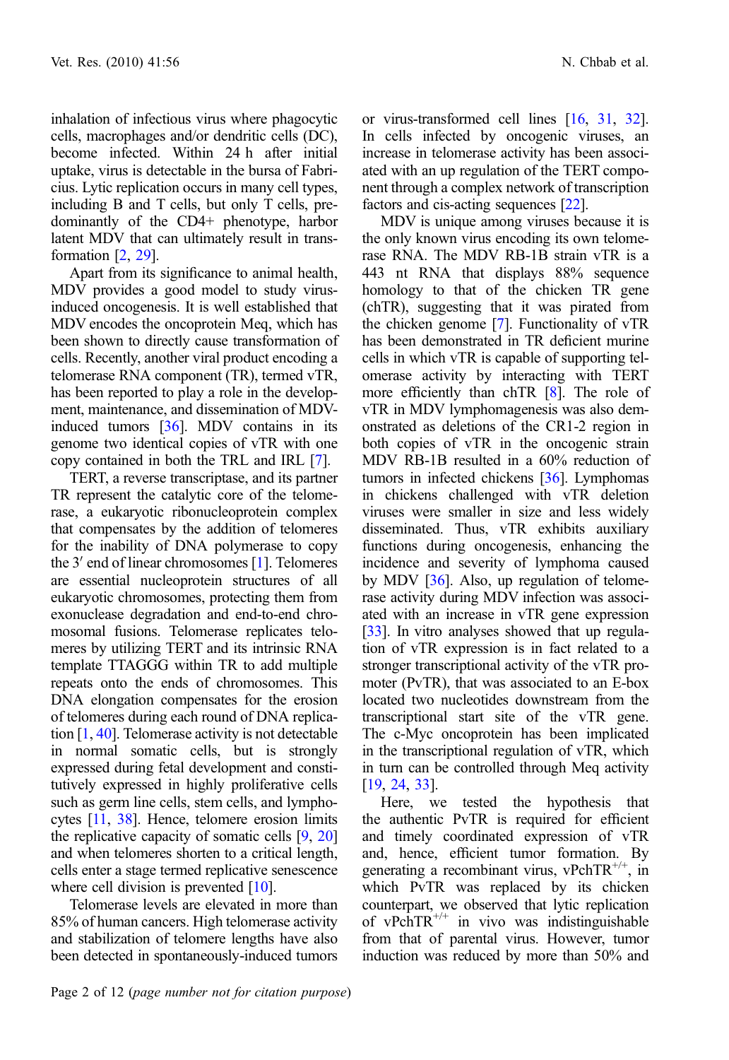inhalation of infectious virus where phagocytic cells, macrophages and/or dendritic cells (DC), become infected. Within 24 h after initial uptake, virus is detectable in the bursa of Fabricius. Lytic replication occurs in many cell types, including B and T cells, but only T cells, predominantly of the CD4+ phenotype, harbor latent MDV that can ultimately result in transformation [2, 29].

Apart from its significance to animal health, MDV provides a good model to study virus-induced oncogenesis. It is well established that MDV encodes the oncoprotein Meq, which has been shown to directly cause transformation of cells. Recently, another viral product encoding a telomerase RNA component (TR), termed vTR, has been reported to play a role in the development, maintenance, and dissemination of MDV-induced tumors [36]. MDV contains in its genome two identical copies of vTR with one copy contained in both the TRL and IRL [7].

TERT, a reverse transcriptase, and its partner TR represent the catalytic core of the telomerase, a eukaryotic ribonucleoprotein complex that compensates by the addition of telomeres for the inability of DNA polymerase to copy the 3′ end of linear chromosomes [1]. Telomeres are essential nucleoprotein structures of all eukaryotic chromosomes, protecting them from exonuclease degradation and end-to-end chromosomal fusions. Telomerase replicates telomeres by utilizing TERT and its intrinsic RNA template TTAGGG within TR to add multiple repeats onto the ends of chromosomes. This DNA elongation compensates for the erosion of telomeres during each round of DNA replication [1, 40]. Telomerase activity is not detectable in normal somatic cells, but is strongly expressed during fetal development and constitutively expressed in highly proliferative cells such as germ line cells, stem cells, and lymphocytes [11, 38]. Hence, telomere erosion limits the replicative capacity of somatic cells [9, 20] and when telomeres shorten to a critical length, cells enter a stage termed replicative senescence where cell division is prevented [10].

Telomerase levels are elevated in more than 85% of human cancers. High telomerase activity and stabilization of telomere lengths have also been detected in spontaneously-induced tumors or virus-transformed cell lines [16, 31, 32]. In cells infected by oncogenic viruses, an increase in telomerase activity has been associated with an up regulation of the TERT component through a complex network of transcription factors and cis-acting sequences [22].

MDV is unique among viruses because it is the only known virus encoding its own telomerase RNA. The MDV RB-1B strain vTR is a 443 nt RNA that displays 88% sequence homology to that of the chicken TR gene (chTR), suggesting that it was pirated from the chicken genome [7]. Functionality of vTR has been demonstrated in TR deficient murine cells in which vTR is capable of supporting telomerase activity by interacting with TERT more efficiently than chTR [8]. The role of vTR in MDV lymphomagenesis was also demonstrated as deletions of the CR1-2 region in both copies of vTR in the oncogenic strain MDV RB-1B resulted in a 60% reduction of tumors in infected chickens [36]. Lymphomas in chickens challenged with vTR deletion viruses were smaller in size and less widely disseminated. Thus, vTR exhibits auxiliary functions during oncogenesis, enhancing the incidence and severity of lymphoma caused by MDV [36]. Also, up regulation of telomerase activity during MDV infection was associated with an increase in vTR gene expression [33]. In vitro analyses showed that up regulation of vTR expression is in fact related to a stronger transcriptional activity of the vTR promoter (PvTR), that was associated to an E-box located two nucleotides downstream from the transcriptional start site of the vTR gene. The c-Myc oncoprotein has been implicated in the transcriptional regulation of vTR, which in turn can be controlled through Meq activity [19, 24, 33].

Here, we tested the hypothesis that the authentic PvTR is required for efficient and timely coordinated expression of vTR and, hence, efficient tumor formation. By generating a recombinant virus, $vPchTR^{+/+}$, in which PvTR was replaced by its chicken counterpart, we observed that lytic replication of $vPchTR^{+/+}$ in vivo was indistinguishable from that of parental virus. However, tumor induction was reduced by more than 50% and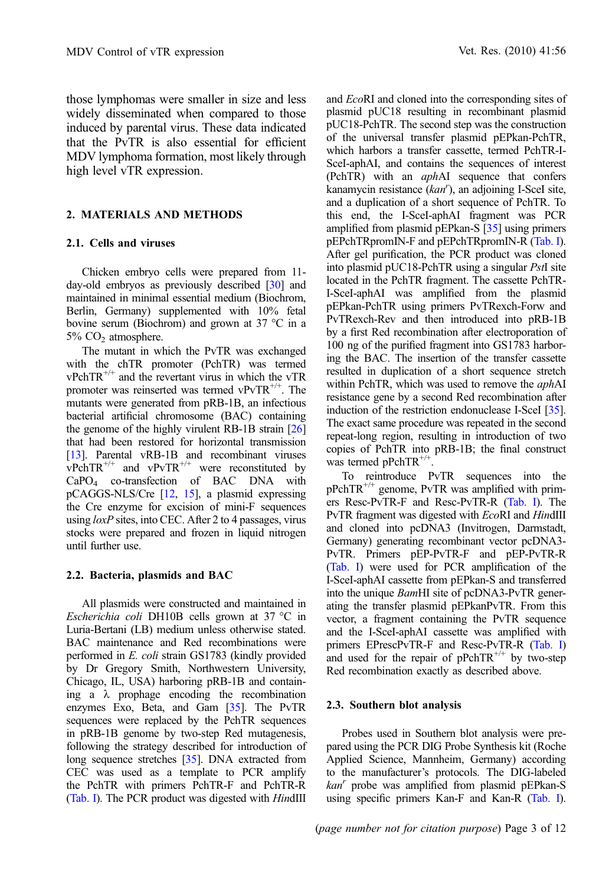those lymphomas were smaller in size and less widely disseminated when compared to those induced by parental virus. These data indicated that the PvTR is also essential for efficient MDV lymphoma formation, most likely through high level vTR expression.

## 2. MATERIALS AND METHODS

### 2.1. Cells and viruses

Chicken embryo cells were prepared from 11-day-old embryos as previously described [30] and maintained in minimal essential medium (Biochrom, Berlin, Germany) supplemented with 10% fetal bovine serum (Biochrom) and grown at 37 °C in a 5% $CO_2$ atmosphere.

The mutant in which the PvTR was exchanged with the chTR promoter (PchTR) was termed vPchTR$^{+/+}$ and the revertant virus in which the vTR promoter was reinserted was termed vPvTR$^{+/+}$. The mutants were generated from pRB-1B, an infectious bacterial artificial chromosome (BAC) containing the genome of the highly virulent RB-1B strain [26] that had been restored for horizontal transmission [13]. Parental vRB-1B and recombinant viruses vPchTR$^{+/+}$ and vPvTR$^{+/+}$ were reconstituted by $CaPO_4$ co-transfection of BAC DNA with pCAGGS-NLS/Cre [12, 15], a plasmid expressing the Cre enzyme for excision of mini-F sequences using *loxP* sites, into CEC. After 2 to 4 passages, virus stocks were prepared and frozen in liquid nitrogen until further use.

### 2.2. Bacteria, plasmids and BAC

All plasmids were constructed and maintained in *Escherichia coli* DH10B cells grown at 37 °C in Luria-Bertani (LB) medium unless otherwise stated. BAC maintenance and Red recombinations were performed in *E. coli* strain GS1783 (kindly provided by Dr Gregory Smith, Northwestern University, Chicago, IL, USA) harboring pRB-1B and containing a λ prophage encoding the recombination enzymes Exo, Beta, and Gam [35]. The PvTR sequences were replaced by the PchTR sequences in pRB-1B genome by two-step Red mutagenesis, following the strategy described for introduction of long sequence stretches [35]. DNA extracted from CEC was used as a template to PCR amplify the PchTR with primers PchTR-F and PchTR-R (Tab. I). The PCR product was digested with *Hin*dIII and *Eco*RI and cloned into the corresponding sites of plasmid pUC18 resulting in recombinant plasmid pUC18-PchTR. The second step was the construction of the universal transfer plasmid pEPkan-PchTR, which harbors a transfer cassette, termed PchTR-I-SceI-aphAI, and contains the sequences of interest (PchTR) with an *aph*AI sequence that confers kanamycin resistance (*kan*$^r$), an adjoining I-SceI site, and a duplication of a short sequence of PchTR. To this end, the I-SceI-aphAI fragment was PCR amplified from plasmid pEPkan-S [35] using primers pEPchTRpromIN-F and pEPchTRpromIN-R (Tab. I). After gel purification, the PCR product was cloned into plasmid pUC18-PchTR using a singular *Pst*I site located in the PchTR fragment. The cassette PchTR-I-SceI-aphAI was amplified from the plasmid pEPkan-PchTR using primers PvTRexch-Forw and PvTRexch-Rev and then introduced into pRB-1B by a first Red recombination after electroporation of 100 ng of the purified fragment into GS1783 harboring the BAC. The insertion of the transfer cassette resulted in duplication of a short sequence stretch within PchTR, which was used to remove the *aph*AI resistance gene by a second Red recombination after induction of the restriction endonuclease I-SceI [35]. The exact same procedure was repeated in the second repeat-long region, resulting in introduction of two copies of PchTR into pRB-1B; the final construct was termed pPchTR$^{+/+}$.

To reintroduce PvTR sequences into the pPchTR$^{+/+}$ genome, PvTR was amplified with primers Resc-PvTR-F and Resc-PvTR-R (Tab. I). The PvTR fragment was digested with *Eco*RI and *Hin*dIII and cloned into pcDNA3 (Invitrogen, Darmstadt, Germany) generating recombinant vector pcDNA3-PvTR. Primers pEP-PvTR-F and pEP-PvTR-R (Tab. I) were used for PCR amplification of the I-SceI-aphAI cassette from pEPkan-S and transferred into the unique *Bam*HI site of pcDNA3-PvTR generating the transfer plasmid pEPkanPvTR. From this vector, a fragment containing the PvTR sequence and the I-SceI-aphAI cassette was amplified with primers EPrescPvTR-F and Resc-PvTR-R (Tab. I) and used for the repair of pPchTR$^{+/+}$ by two-step Red recombination exactly as described above.

### 2.3. Southern blot analysis

Probes used in Southern blot analysis were prepared using the PCR DIG Probe Synthesis kit (Roche Applied Science, Mannheim, Germany) according to the manufacturer's protocols. The DIG-labeled *kan*$^r$ probe was amplified from plasmid pEPkan-S using specific primers Kan-F and Kan-R (Tab. I).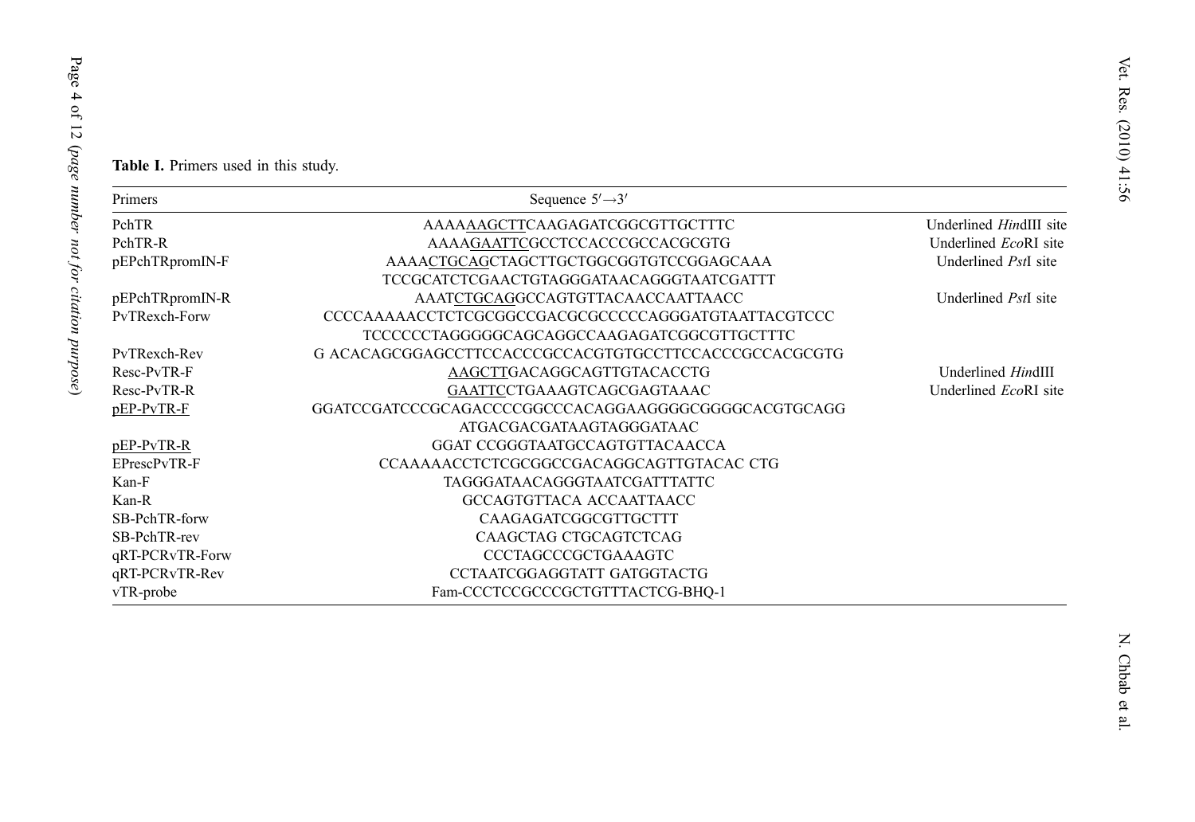**Table I.** Primers used in this study.

| Primers | Sequence 5′→3′ | |
|---|---|---|
| PchTR | AAAAAAGCTTCAAGAGATCGGCGTTGCTTTC | Underlined *Hin*dIII site |
| PchTR-R | AAAAGAATTCGCCTCCACCCGCCACGCGTG | Underlined *Eco*RI site |
| pEPchTRpromIN-F | AAAACTGCAGCTAGCTTGCTGGCGGTGTCCGGAGCAAA TCCGCATCTCGAACTGTAGGGATAACAGGGTAATCGATTT | Underlined *Pst*I site |
| pEPchTRpromIN-R | AAATCTGCAGGCCAGTGTTACAACCAATTAACC | Underlined *Pst*I site |
| PvTRexch-Forw | CCCCAAAAACCTCTCGCGGCCGACGCGCCCCCAGGGATGTAATTACGTCCC TCCCCCCTAGGGGGCAGCAGGCCAAGAGATCGGCGTTGCTTTC | |
| PvTRexch-Rev | G ACACAGCGGAGCCTTCCACCCGCCACGTGTGCCTTCCACCCGCCACGCGTG | |
| Resc-PvTR-F | AAGCTTGACAGGCAGTTGTACACCTG | Underlined *Hin*dIII |
| Resc-PvTR-R | GAATTCCTGAAAGTCAGCGAGTAAAC | Underlined *Eco*RI site |
| pEP-PvTR-F | GGATCCGATCCCGCAGACCCCGGCCCACAGGAAGGGGCGGGGCACGTGCAGG ATGACGACGATAAGTAGGGATAAC | |
| pEP-PvTR-R | GGAT CCGGGTAATGCCAGTGTTACAACCA | |
| EPrescPvTR-F | CCAAAAACCTCTCGCGGCCGACAGGCAGTTGTACAC CTG | |
| Kan-F | TAGGGATAACAGGGTAATCGATTTATTC | |
| Kan-R | GCCAGTGTTACA ACCAATTAACC | |
| SB-PchTR-forw | CAAGAGATCGGCGTTGCTTT | |
| SB-PchTR-rev | CAAGCTAG CTGCAGTCTCAG | |
| qRT-PCRvTR-Forw | CCCTAGCCCGCTGAAAGTC | |
| qRT-PCRvTR-Rev | CCTAATCGGAGGTATT GATGGTACTG | |
| vTR-probe | Fam-CCCTCCGCCCGCTGTTTACTCG-BHQ-1 | |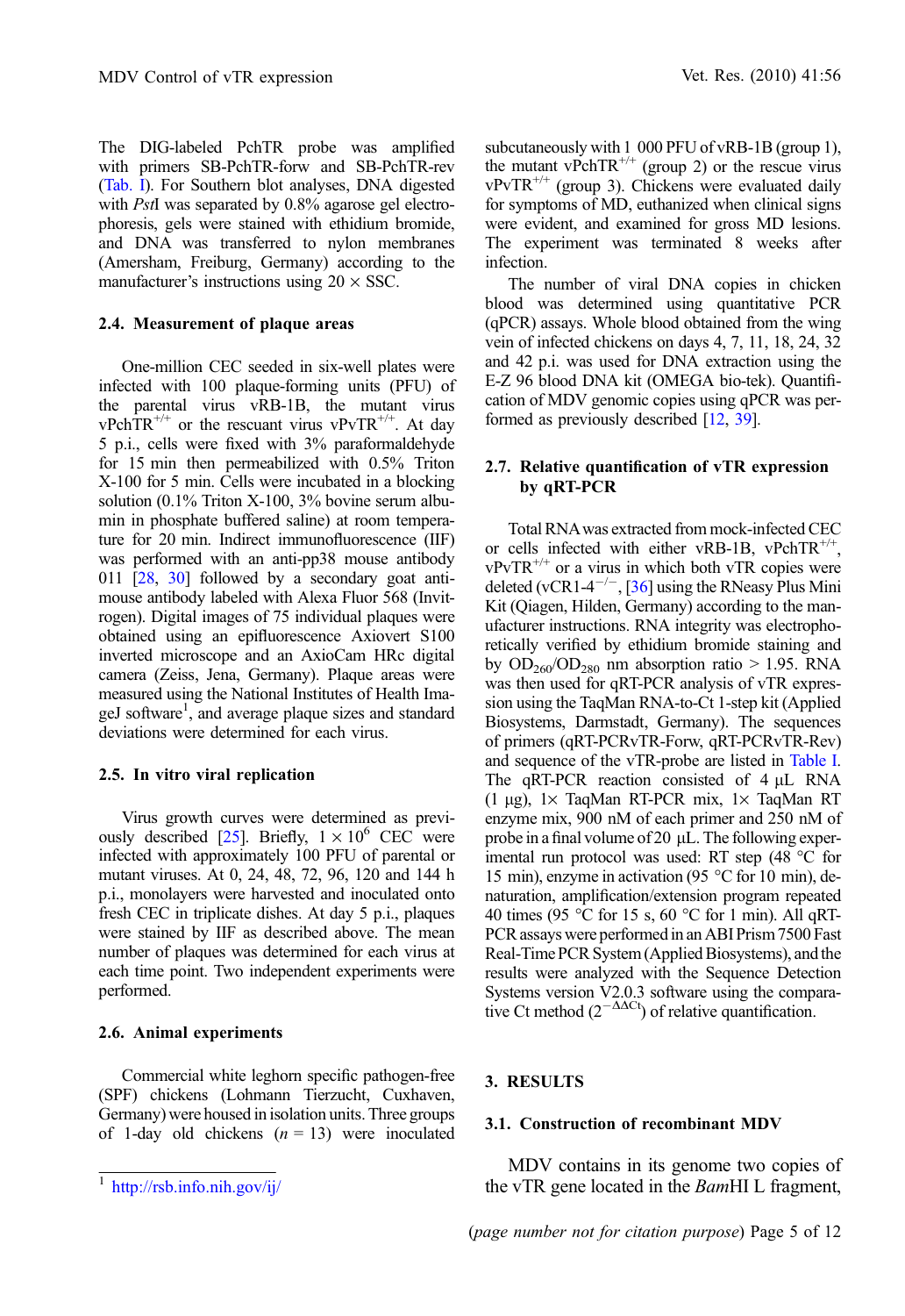The DIG-labeled PchTR probe was amplified with primers SB-PchTR-forw and SB-PchTR-rev (Tab. I). For Southern blot analyses, DNA digested with *Pst*I was separated by 0.8% agarose gel electrophoresis, gels were stained with ethidium bromide, and DNA was transferred to nylon membranes (Amersham, Freiburg, Germany) according to the manufacturer's instructions using 20 × SSC.

### 2.4. Measurement of plaque areas

One-million CEC seeded in six-well plates were infected with 100 plaque-forming units (PFU) of the parental virus vRB-1B, the mutant virus vPchTR$^{+/+}$ or the rescuant virus vPvTR$^{+/+}$. At day 5 p.i., cells were fixed with 3% paraformaldehyde for 15 min then permeabilized with 0.5% Triton X-100 for 5 min. Cells were incubated in a blocking solution (0.1% Triton X-100, 3% bovine serum albumin in phosphate buffered saline) at room temperature for 20 min. Indirect immunofluorescence (IIF) was performed with an anti-pp38 mouse antibody 011 [28, 30] followed by a secondary goat anti-mouse antibody labeled with Alexa Fluor 568 (Invitrogen). Digital images of 75 individual plaques were obtained using an epifluorescence Axiovert S100 inverted microscope and an AxioCam HRc digital camera (Zeiss, Jena, Germany). Plaque areas were measured using the National Institutes of Health ImageJ software[1], and average plaque sizes and standard deviations were determined for each virus.

### 2.5. In vitro viral replication

Virus growth curves were determined as previously described [25]. Briefly, $1 \times 10^6$ CEC were infected with approximately 100 PFU of parental or mutant viruses. At 0, 24, 48, 72, 96, 120 and 144 h p.i., monolayers were harvested and inoculated onto fresh CEC in triplicate dishes. At day 5 p.i., plaques were stained by IIF as described above. The mean number of plaques was determined for each virus at each time point. Two independent experiments were performed.

### 2.6. Animal experiments

Commercial white leghorn specific pathogen-free (SPF) chickens (Lohmann Tierzucht, Cuxhaven, Germany) were housed in isolation units. Three groups of 1-day old chickens ($n = 13$) were inoculated subcutaneously with 1 000 PFU of vRB-1B (group 1), the mutant vPchTR$^{+/+}$ (group 2) or the rescue virus vPvTR$^{+/+}$ (group 3). Chickens were evaluated daily for symptoms of MD, euthanized when clinical signs were evident, and examined for gross MD lesions. The experiment was terminated 8 weeks after infection.

The number of viral DNA copies in chicken blood was determined using quantitative PCR (qPCR) assays. Whole blood obtained from the wing vein of infected chickens on days 4, 7, 11, 18, 24, 32 and 42 p.i. was used for DNA extraction using the E-Z 96 blood DNA kit (OMEGA bio-tek). Quantification of MDV genomic copies using qPCR was performed as previously described [12, 39].

### 2.7. Relative quantification of vTR expression by qRT-PCR

Total RNA was extracted from mock-infected CEC or cells infected with either vRB-1B, vPchTR$^{+/+}$, vPvTR$^{+/+}$ or a virus in which both vTR copies were deleted (vCR1-4$^{-/-}$, [36] using the RNeasy Plus Mini Kit (Qiagen, Hilden, Germany) according to the manufacturer instructions. RNA integrity was electrophoretically verified by ethidium bromide staining and by $OD_{260}/OD_{280}$ nm absorption ratio > 1.95. RNA was then used for qRT-PCR analysis of vTR expression using the TaqMan RNA-to-Ct 1-step kit (Applied Biosystems, Darmstadt, Germany). The sequences of primers (qRT-PCRvTR-Forw, qRT-PCRvTR-Rev) and sequence of the vTR-probe are listed in Table I. The qRT-PCR reaction consisted of 4 μL RNA (1 μg), 1× TaqMan RT-PCR mix, 1× TaqMan RT enzyme mix, 900 nM of each primer and 250 nM of probe in a final volume of 20 μL. The following experimental run protocol was used: RT step (48 °C for 15 min), enzyme in activation (95 °C for 10 min), denaturation, amplification/extension program repeated 40 times (95 °C for 15 s, 60 °C for 1 min). All qRT-PCR assays were performed in an ABI Prism 7500 Fast Real-Time PCR System (Applied Biosystems), and the results were analyzed with the Sequence Detection Systems version V2.0.3 software using the comparative Ct method ($2^{-\Delta\Delta Ct}$) of relative quantification.

## 3. RESULTS

### 3.1. Construction of recombinant MDV

MDV contains in its genome two copies of the vTR gene located in the *Bam*HI L fragment,

[1] http://rsb.info.nih.gov/ij/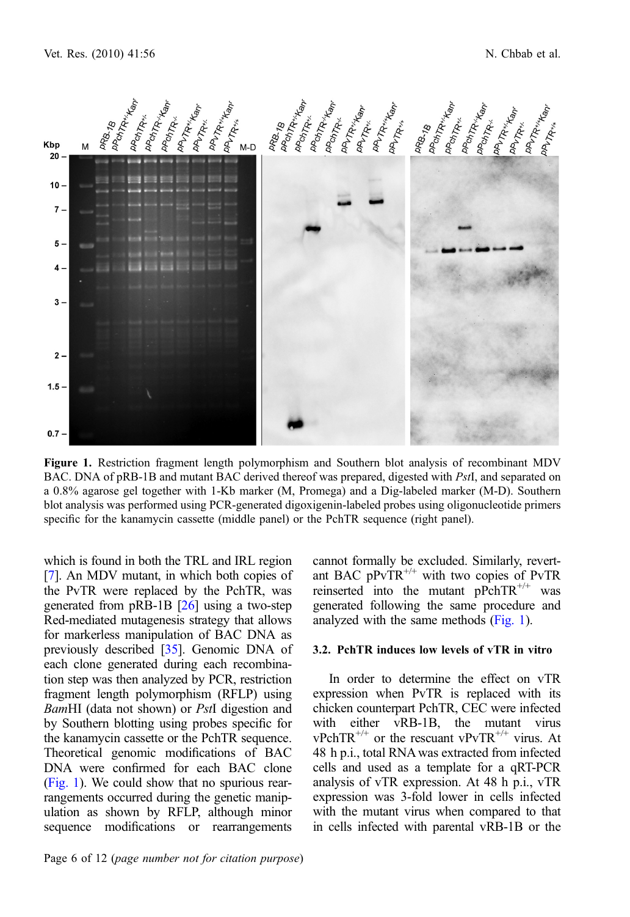**Figure 1.** Restriction fragment length polymorphism and Southern blot analysis of recombinant MDV BAC. DNA of pRB-1B and mutant BAC derived thereof was prepared, digested with *Pst*I, and separated on a 0.8% agarose gel together with 1-Kb marker (M, Promega) and a Dig-labeled marker (M-D). Southern blot analysis was performed using PCR-generated digoxigenin-labeled probes using oligonucleotide primers specific for the kanamycin cassette (middle panel) or the PchTR sequence (right panel).

which is found in both the TRL and IRL region [7]. An MDV mutant, in which both copies of the PvTR were replaced by the PchTR, was generated from pRB-1B [26] using a two-step Red-mediated mutagenesis strategy that allows for markerless manipulation of BAC DNA as previously described [35]. Genomic DNA of each clone generated during each recombination step was then analyzed by PCR, restriction fragment length polymorphism (RFLP) using *Bam*HI (data not shown) or *Pst*I digestion and by Southern blotting using probes specific for the kanamycin cassette or the PchTR sequence. Theoretical genomic modifications of BAC DNA were confirmed for each BAC clone (Fig. 1). We could show that no spurious rearrangements occurred during the genetic manipulation as shown by RFLP, although minor sequence modifications or rearrangements cannot formally be excluded. Similarly, revertant BAC pPvTR$^{+/+}$ with two copies of PvTR reinserted into the mutant pPchTR$^{+/+}$ was generated following the same procedure and analyzed with the same methods (Fig. 1).

### 3.2. PchTR induces low levels of vTR in vitro

In order to determine the effect on vTR expression when PvTR is replaced with its chicken counterpart PchTR, CEC were infected with either vRB-1B, the mutant virus vPchTR$^{+/+}$ or the rescuant vPvTR$^{+/+}$ virus. At 48 h p.i., total RNA was extracted from infected cells and used as a template for a qRT-PCR analysis of vTR expression. At 48 h p.i., vTR expression was 3-fold lower in cells infected with the mutant virus when compared to that in cells infected with parental vRB-1B or the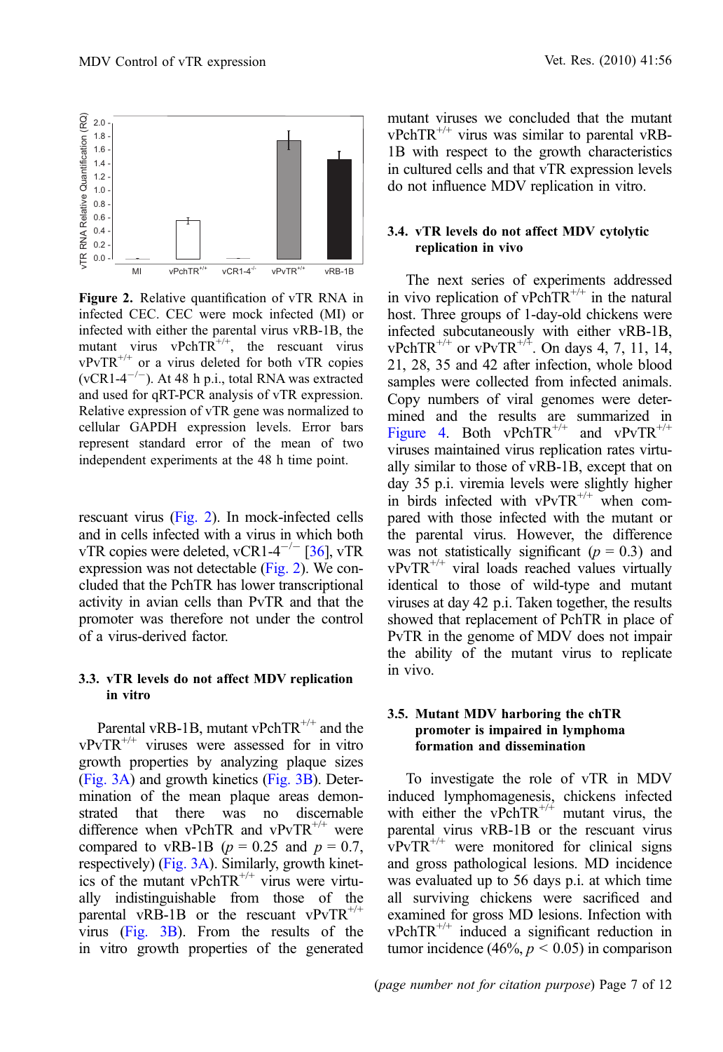**Figure 2.** Relative quantification of vTR RNA in infected CEC. CEC were mock infected (MI) or infected with either the parental virus vRB-1B, the mutant virus vPchTR$^{+/+}$, the rescuant virus vPvTR$^{+/+}$ or a virus deleted for both vTR copies (vCR1-4$^{-/-}$). At 48 h p.i., total RNA was extracted and used for qRT-PCR analysis of vTR expression. Relative expression of vTR gene was normalized to cellular GAPDH expression levels. Error bars represent standard error of the mean of two independent experiments at the 48 h time point.

rescuant virus (Fig. 2). In mock-infected cells and in cells infected with a virus in which both vTR copies were deleted, vCR1-4$^{-/-}$ [36], vTR expression was not detectable (Fig. 2). We concluded that the PchTR has lower transcriptional activity in avian cells than PvTR and that the promoter was therefore not under the control of a virus-derived factor.

### 3.3. vTR levels do not affect MDV replication in vitro

Parental vRB-1B, mutant vPchTR$^{+/+}$ and the vPvTR$^{+/+}$ viruses were assessed for in vitro growth properties by analyzing plaque sizes (Fig. 3A) and growth kinetics (Fig. 3B). Determination of the mean plaque areas demonstrated that there was no discernable difference when vPchTR and vPvTR$^{+/+}$ were compared to vRB-1B ($p = 0.25$ and $p = 0.7$, respectively) (Fig. 3A). Similarly, growth kinetics of the mutant vPchTR$^{+/+}$ virus were virtually indistinguishable from those of the parental vRB-1B or the rescuant vPvTR$^{+/+}$ virus (Fig. 3B). From the results of the in vitro growth properties of the generated mutant viruses we concluded that the mutant vPchTR$^{+/+}$ virus was similar to parental vRB-1B with respect to the growth characteristics in cultured cells and that vTR expression levels do not influence MDV replication in vitro.

### 3.4. vTR levels do not affect MDV cytolytic replication in vivo

The next series of experiments addressed in vivo replication of vPchTR$^{+/+}$ in the natural host. Three groups of 1-day-old chickens were infected subcutaneously with either vRB-1B, vPchTR$^{+/+}$ or vPvTR$^{+/+}$. On days 4, 7, 11, 14, 21, 28, 35 and 42 after infection, whole blood samples were collected from infected animals. Copy numbers of viral genomes were determined and the results are summarized in Figure 4. Both vPchTR$^{+/+}$ and vPvTR$^{+/+}$ viruses maintained virus replication rates virtually similar to those of vRB-1B, except that on day 35 p.i. viremia levels were slightly higher in birds infected with vPvTR$^{+/+}$ when compared with those infected with the mutant or the parental virus. However, the difference was not statistically significant ($p = 0.3$) and vPvTR$^{+/+}$ viral loads reached values virtually identical to those of wild-type and mutant viruses at day 42 p.i. Taken together, the results showed that replacement of PchTR in place of PvTR in the genome of MDV does not impair the ability of the mutant virus to replicate in vivo.

### 3.5. Mutant MDV harboring the chTR promoter is impaired in lymphoma formation and dissemination

To investigate the role of vTR in MDV induced lymphomagenesis, chickens infected with either the vPchTR$^{+/+}$ mutant virus, the parental virus vRB-1B or the rescuant virus vPvTR$^{+/+}$ were monitored for clinical signs and gross pathological lesions. MD incidence was evaluated up to 56 days p.i. at which time all surviving chickens were sacrificed and examined for gross MD lesions. Infection with vPchTR$^{+/+}$ induced a significant reduction in tumor incidence (46%, $p < 0.05$) in comparison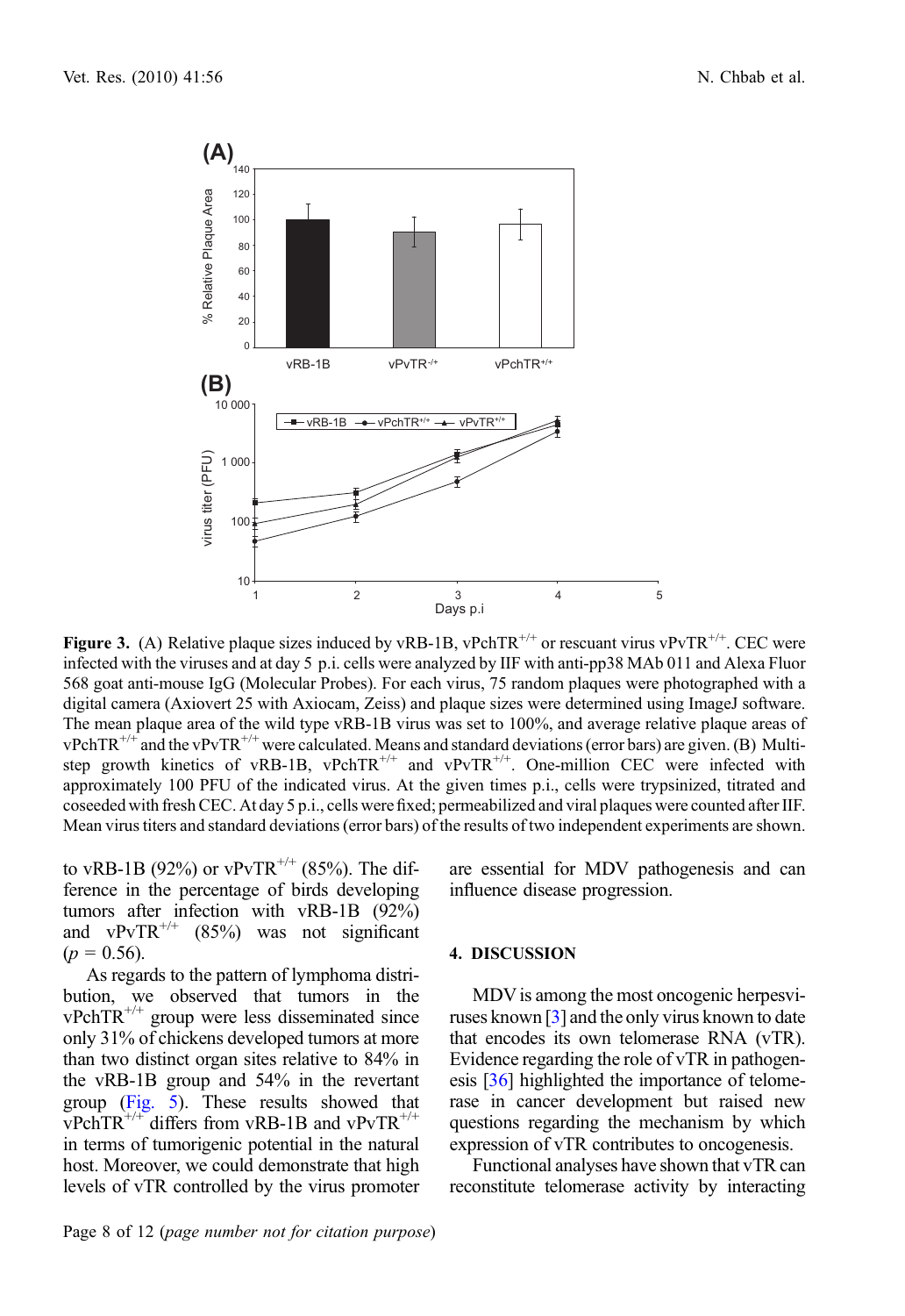**Figure 3.** (A) Relative plaque sizes induced by vRB-1B, vPchTR$^{+/+}$ or rescuant virus vPvTR$^{+/+}$. CEC were infected with the viruses and at day 5 p.i. cells were analyzed by IIF with anti-pp38 MAb 011 and Alexa Fluor 568 goat anti-mouse IgG (Molecular Probes). For each virus, 75 random plaques were photographed with a digital camera (Axiovert 25 with Axiocam, Zeiss) and plaque sizes were determined using ImageJ software. The mean plaque area of the wild type vRB-1B virus was set to 100%, and average relative plaque areas of vPchTR$^{+/+}$ and the vPvTR$^{+/+}$ were calculated. Means and standard deviations (error bars) are given. (B) Multi-step growth kinetics of vRB-1B, vPchTR$^{+/+}$ and vPvTR$^{+/+}$. One-million CEC were infected with approximately 100 PFU of the indicated virus. At the given times p.i., cells were trypsinized, titrated and coseeded with fresh CEC. At day 5 p.i., cells were fixed; permeabilized and viral plaques were counted after IIF. Mean virus titers and standard deviations (error bars) of the results of two independent experiments are shown.

to vRB-1B (92%) or vPvTR$^{+/+}$ (85%). The difference in the percentage of birds developing tumors after infection with vRB-1B (92%) and vPvTR$^{+/+}$ (85%) was not significant ($p = 0.56$).

As regards to the pattern of lymphoma distribution, we observed that tumors in the vPchTR$^{+/+}$ group were less disseminated since only 31% of chickens developed tumors at more than two distinct organ sites relative to 84% in the vRB-1B group and 54% in the revertant group (Fig. 5). These results showed that vPchTR$^{+/+}$ differs from vRB-1B and vPvTR$^{+/+}$ in terms of tumorigenic potential in the natural host. Moreover, we could demonstrate that high levels of vTR controlled by the virus promoter are essential for MDV pathogenesis and can influence disease progression.

## 4. DISCUSSION

MDV is among the most oncogenic herpesviruses known [3] and the only virus known to date that encodes its own telomerase RNA (vTR). Evidence regarding the role of vTR in pathogenesis [36] highlighted the importance of telomerase in cancer development but raised new questions regarding the mechanism by which expression of vTR contributes to oncogenesis.

Functional analyses have shown that vTR can reconstitute telomerase activity by interacting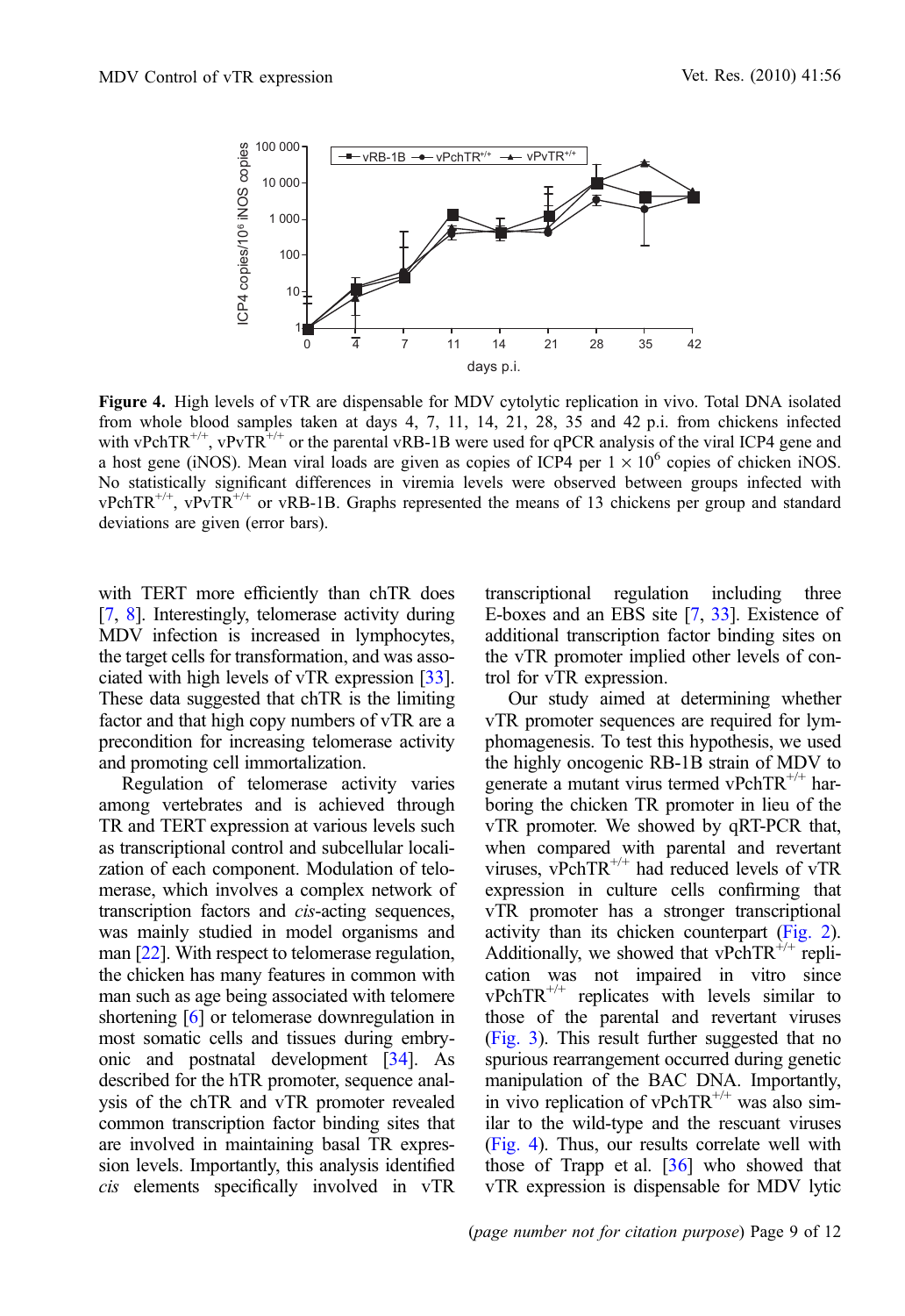**Figure 4.** High levels of vTR are dispensable for MDV cytolytic replication in vivo. Total DNA isolated from whole blood samples taken at days 4, 7, 11, 14, 21, 28, 35 and 42 p.i. from chickens infected with vPchTR$^{+/+}$, vPvTR$^{+/+}$ or the parental vRB-1B were used for qPCR analysis of the viral ICP4 gene and a host gene (iNOS). Mean viral loads are given as copies of ICP4 per $1 \times 10^6$ copies of chicken iNOS. No statistically significant differences in viremia levels were observed between groups infected with vPchTR$^{+/+}$, vPvTR$^{+/+}$ or vRB-1B. Graphs represented the means of 13 chickens per group and standard deviations are given (error bars).

with TERT more efficiently than chTR does [7, 8]. Interestingly, telomerase activity during MDV infection is increased in lymphocytes, the target cells for transformation, and was associated with high levels of vTR expression [33]. These data suggested that chTR is the limiting factor and that high copy numbers of vTR are a precondition for increasing telomerase activity and promoting cell immortalization.

Regulation of telomerase activity varies among vertebrates and is achieved through TR and TERT expression at various levels such as transcriptional control and subcellular localization of each component. Modulation of telomerase, which involves a complex network of transcription factors and *cis*-acting sequences, was mainly studied in model organisms and man [22]. With respect to telomerase regulation, the chicken has many features in common with man such as age being associated with telomere shortening [6] or telomerase downregulation in most somatic cells and tissues during embryonic and postnatal development [34]. As described for the hTR promoter, sequence analysis of the chTR and vTR promoter revealed common transcription factor binding sites that are involved in maintaining basal TR expression levels. Importantly, this analysis identified *cis* elements specifically involved in vTR transcriptional regulation including three E-boxes and an EBS site [7, 33]. Existence of additional transcription factor binding sites on the vTR promoter implied other levels of control for vTR expression.

Our study aimed at determining whether vTR promoter sequences are required for lymphomagenesis. To test this hypothesis, we used the highly oncogenic RB-1B strain of MDV to generate a mutant virus termed vPchTR$^{+/+}$ harboring the chicken TR promoter in lieu of the vTR promoter. We showed by qRT-PCR that, when compared with parental and revertant viruses, vPchTR$^{+/+}$ had reduced levels of vTR expression in culture cells confirming that vTR promoter has a stronger transcriptional activity than its chicken counterpart (Fig. 2). Additionally, we showed that vPchTR$^{+/+}$ replication was not impaired in vitro since vPchTR$^{+/+}$ replicates with levels similar to those of the parental and revertant viruses (Fig. 3). This result further suggested that no spurious rearrangement occurred during genetic manipulation of the BAC DNA. Importantly, in vivo replication of vPchTR$^{+/+}$ was also similar to the wild-type and the rescuant viruses (Fig. 4). Thus, our results correlate well with those of Trapp et al. [36] who showed that vTR expression is dispensable for MDV lytic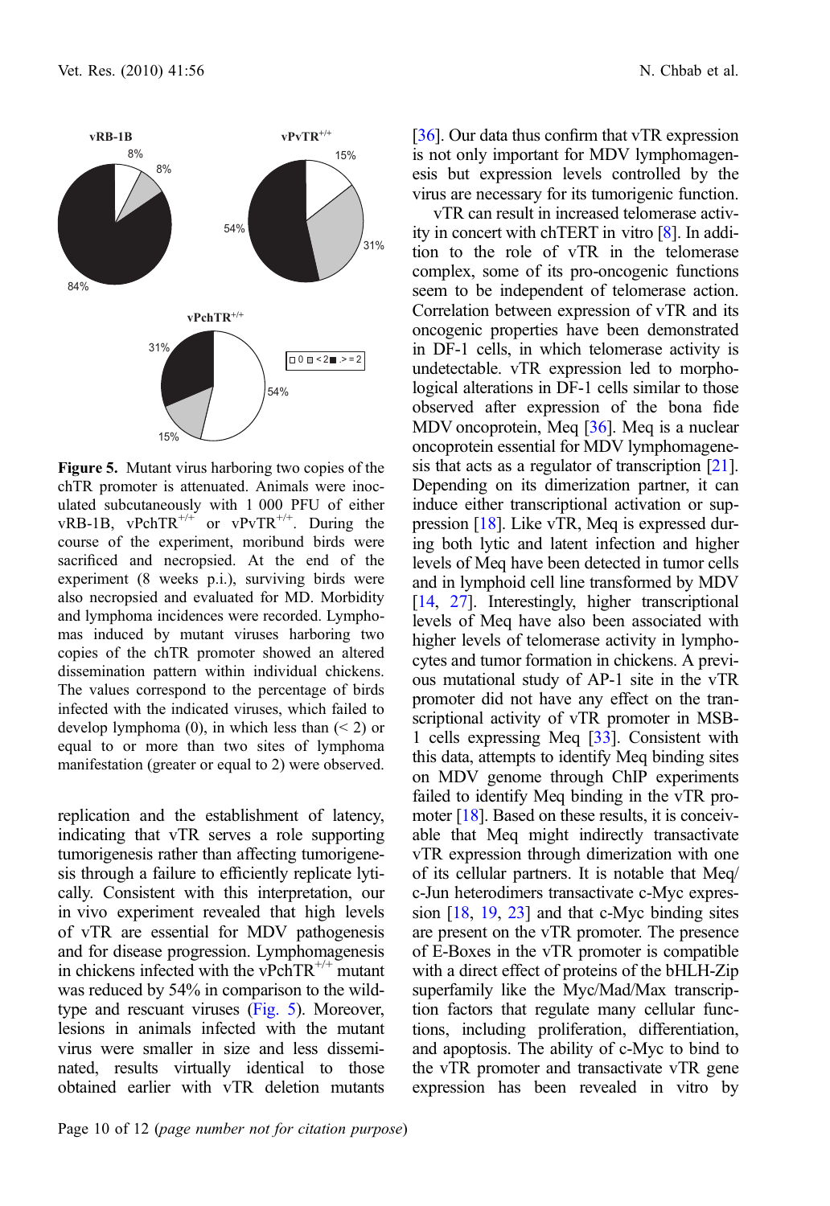**Figure 5.** Mutant virus harboring two copies of the chTR promoter is attenuated. Animals were inoculated subcutaneously with 1 000 PFU of either vRB-1B, vPchTR$^{+/+}$ or vPvTR$^{+/+}$. During the course of the experiment, moribund birds were sacrificed and necropsied. At the end of the experiment (8 weeks p.i.), surviving birds were also necropsied and evaluated for MD. Morbidity and lymphoma incidences were recorded. Lymphomas induced by mutant viruses harboring two copies of the chTR promoter showed an altered dissemination pattern within individual chickens. The values correspond to the percentage of birds infected with the indicated viruses, which failed to develop lymphoma (0), in which less than (< 2) or equal to or more than two sites of lymphoma manifestation (greater or equal to 2) were observed.

replication and the establishment of latency, indicating that vTR serves a role supporting tumorigenesis rather than affecting tumorigenesis through a failure to efficiently replicate lytically. Consistent with this interpretation, our in vivo experiment revealed that high levels of vTR are essential for MDV pathogenesis and for disease progression. Lymphomagenesis in chickens infected with the vPchTR$^{+/+}$ mutant was reduced by 54% in comparison to the wild-type and rescuant viruses (Fig. 5). Moreover, lesions in animals infected with the mutant virus were smaller in size and less disseminated, results virtually identical to those obtained earlier with vTR deletion mutants [36]. Our data thus confirm that vTR expression is not only important for MDV lymphomagenesis but expression levels controlled by the virus are necessary for its tumorigenic function.

vTR can result in increased telomerase activity in concert with chTERT in vitro [8]. In addition to the role of vTR in the telomerase complex, some of its pro-oncogenic functions seem to be independent of telomerase action. Correlation between expression of vTR and its oncogenic properties have been demonstrated in DF-1 cells, in which telomerase activity is undetectable. vTR expression led to morphological alterations in DF-1 cells similar to those observed after expression of the bona fide MDV oncoprotein, Meq [36]. Meq is a nuclear oncoprotein essential for MDV lymphomagenesis that acts as a regulator of transcription [21]. Depending on its dimerization partner, it can induce either transcriptional activation or suppression [18]. Like vTR, Meq is expressed during both lytic and latent infection and higher levels of Meq have been detected in tumor cells and in lymphoid cell line transformed by MDV [14, 27]. Interestingly, higher transcriptional levels of Meq have also been associated with higher levels of telomerase activity in lymphocytes and tumor formation in chickens. A previous mutational study of AP-1 site in the vTR promoter did not have any effect on the transcriptional activity of vTR promoter in MSB-1 cells expressing Meq [33]. Consistent with this data, attempts to identify Meq binding sites on MDV genome through ChIP experiments failed to identify Meq binding in the vTR promoter [18]. Based on these results, it is conceivable that Meq might indirectly transactivate vTR expression through dimerization with one of its cellular partners. It is notable that Meq/c-Jun heterodimers transactivate c-Myc expression [18, 19, 23] and that c-Myc binding sites are present on the vTR promoter. The presence of E-Boxes in the vTR promoter is compatible with a direct effect of proteins of the bHLH-Zip superfamily like the Myc/Mad/Max transcription factors that regulate many cellular functions, including proliferation, differentiation, and apoptosis. The ability of c-Myc to bind to the vTR promoter and transactivate vTR gene expression has been revealed in vitro by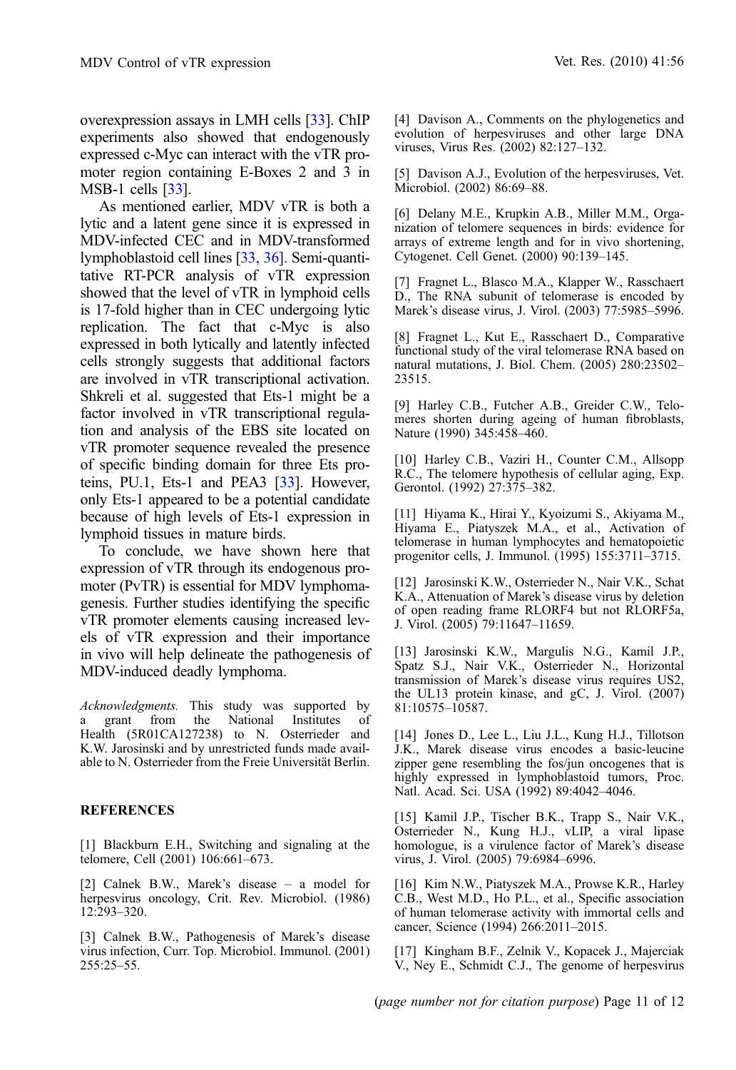overexpression assays in LMH cells [33]. ChIP experiments also showed that endogenously expressed c-Myc can interact with the vTR promoter region containing E-Boxes 2 and 3 in MSB-1 cells [33].

As mentioned earlier, MDV vTR is both a lytic and a latent gene since it is expressed in MDV-infected CEC and in MDV-transformed lymphoblastoid cell lines [33, 36]. Semi-quantitative RT-PCR analysis of vTR expression showed that the level of vTR in lymphoid cells is 17-fold higher than in CEC undergoing lytic replication. The fact that c-Myc is also expressed in both lytically and latently infected cells strongly suggests that additional factors are involved in vTR transcriptional activation. Shkreli et al. suggested that Ets-1 might be a factor involved in vTR transcriptional regulation and analysis of the EBS site located on vTR promoter sequence revealed the presence of specific binding domain for three Ets proteins, PU.1, Ets-1 and PEA3 [33]. However, only Ets-1 appeared to be a potential candidate because of high levels of Ets-1 expression in lymphoid tissues in mature birds.

To conclude, we have shown here that expression of vTR through its endogenous promoter (PvTR) is essential for MDV lymphomagenesis. Further studies identifying the specific vTR promoter elements causing increased levels of vTR expression and their importance in vivo will help delineate the pathogenesis of MDV-induced deadly lymphoma.

*Acknowledgments.* This study was supported by a grant from the National Institutes of Health (5R01CA127238) to N. Osterrieder and K.W. Jarosinski and by unrestricted funds made available to N. Osterrieder from the Freie Universität Berlin.

## REFERENCES

[1] Blackburn E.H., Switching and signaling at the telomere, Cell (2001) 106:661–673.

[2] Calnek B.W., Marek's disease – a model for herpesvirus oncology, Crit. Rev. Microbiol. (1986) 12:293–320.

[3] Calnek B.W., Pathogenesis of Marek's disease virus infection, Curr. Top. Microbiol. Immunol. (2001) 255:25–55.

[4] Davison A., Comments on the phylogenetics and evolution of herpesviruses and other large DNA viruses, Virus Res. (2002) 82:127–132.

[5] Davison A.J., Evolution of the herpesviruses, Vet. Microbiol. (2002) 86:69–88.

[6] Delany M.E., Krupkin A.B., Miller M.M., Organization of telomere sequences in birds: evidence for arrays of extreme length and for in vivo shortening, Cytogenet. Cell Genet. (2000) 90:139–145.

[7] Fragnet L., Blasco M.A., Klapper W., Rasschaert D., The RNA subunit of telomerase is encoded by Marek's disease virus, J. Virol. (2003) 77:5985–5996.

[8] Fragnet L., Kut E., Rasschaert D., Comparative functional study of the viral telomerase RNA based on natural mutations, J. Biol. Chem. (2005) 280:23502–23515.

[9] Harley C.B., Futcher A.B., Greider C.W., Telomeres shorten during ageing of human fibroblasts, Nature (1990) 345:458–460.

[10] Harley C.B., Vaziri H., Counter C.M., Allsopp R.C., The telomere hypothesis of cellular aging, Exp. Gerontol. (1992) 27:375–382.

[11] Hiyama K., Hirai Y., Kyoizumi S., Akiyama M., Hiyama E., Piatyszek M.A., et al., Activation of telomerase in human lymphocytes and hematopoietic progenitor cells, J. Immunol. (1995) 155:3711–3715.

[12] Jarosinski K.W., Osterrieder N., Nair V.K., Schat K.A., Attenuation of Marek's disease virus by deletion of open reading frame RLORF4 but not RLORF5a, J. Virol. (2005) 79:11647–11659.

[13] Jarosinski K.W., Margulis N.G., Kamil J.P., Spatz S.J., Nair V.K., Osterrieder N., Horizontal transmission of Marek's disease virus requires US2, the UL13 protein kinase, and gC, J. Virol. (2007) 81:10575–10587.

[14] Jones D., Lee L., Liu J.L., Kung H.J., Tillotson J.K., Marek disease virus encodes a basic-leucine zipper gene resembling the fos/jun oncogenes that is highly expressed in lymphoblastoid tumors, Proc. Natl. Acad. Sci. USA (1992) 89:4042–4046.

[15] Kamil J.P., Tischer B.K., Trapp S., Nair V.K., Osterrieder N., Kung H.J., vLIP, a viral lipase homologue, is a virulence factor of Marek's disease virus, J. Virol. (2005) 79:6984–6996.

[16] Kim N.W., Piatyszek M.A., Prowse K.R., Harley C.B., West M.D., Ho P.L., et al., Specific association of human telomerase activity with immortal cells and cancer, Science (1994) 266:2011–2015.

[17] Kingham B.F., Zelnik V., Kopacek J., Majerciak V., Ney E., Schmidt C.J., The genome of herpesvirus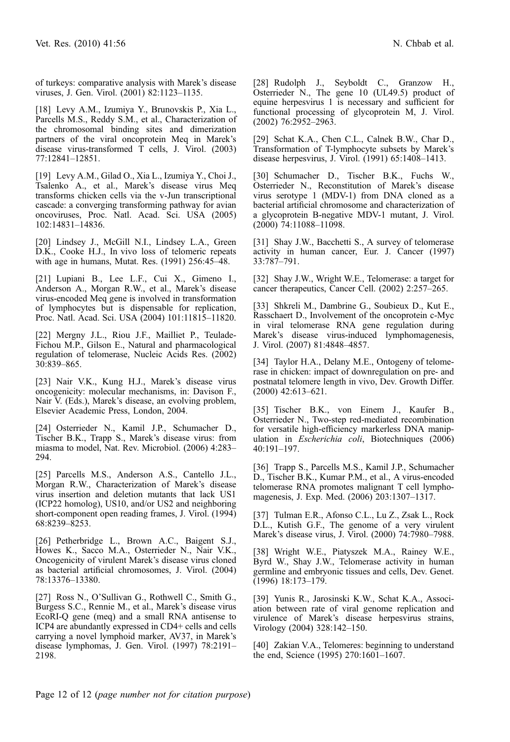of turkeys: comparative analysis with Marek's disease viruses, J. Gen. Virol. (2001) 82:1123–1135.

[18] Levy A.M., Izumiya Y., Brunovskis P., Xia L., Parcells M.S., Reddy S.M., et al., Characterization of the chromosomal binding sites and dimerization partners of the viral oncoprotein Meq in Marek's disease virus-transformed T cells, J. Virol. (2003) 77:12841–12851.

[19] Levy A.M., Gilad O., Xia L., Izumiya Y., Choi J., Tsalenko A., et al., Marek's disease virus Meq transforms chicken cells via the v-Jun transcriptional cascade: a converging transforming pathway for avian oncoviruses, Proc. Natl. Acad. Sci. USA (2005) 102:14831–14836.

[20] Lindsey J., McGill N.I., Lindsey L.A., Green D.K., Cooke H.J., In vivo loss of telomeric repeats with age in humans, Mutat. Res. (1991) 256:45–48.

[21] Lupiani B., Lee L.F., Cui X., Gimeno I., Anderson A., Morgan R.W., et al., Marek's disease virus-encoded Meq gene is involved in transformation of lymphocytes but is dispensable for replication, Proc. Natl. Acad. Sci. USA (2004) 101:11815–11820.

[22] Mergny J.L., Riou J.F., Mailliet P., Teulade-Fichou M.P., Gilson E., Natural and pharmacological regulation of telomerase, Nucleic Acids Res. (2002) 30:839–865.

[23] Nair V.K., Kung H.J., Marek's disease virus oncogenicity: molecular mechanisms, in: Davison F., Nair V. (Eds.), Marek's disease, an evolving problem, Elsevier Academic Press, London, 2004.

[24] Osterrieder N., Kamil J.P., Schumacher D., Tischer B.K., Trapp S., Marek's disease virus: from miasma to model, Nat. Rev. Microbiol. (2006) 4:283–294.

[25] Parcells M.S., Anderson A.S., Cantello J.L., Morgan R.W., Characterization of Marek's disease virus insertion and deletion mutants that lack US1 (ICP22 homolog), US10, and/or US2 and neighboring short-component open reading frames, J. Virol. (1994) 68:8239–8253.

[26] Petherbridge L., Brown A.C., Baigent S.J., Howes K., Sacco M.A., Osterrieder N., Nair V.K., Oncogenicity of virulent Marek's disease virus cloned as bacterial artificial chromosomes, J. Virol. (2004) 78:13376–13380.

[27] Ross N., O'Sullivan G., Rothwell C., Smith G., Burgess S.C., Rennie M., et al., Marek's disease virus EcoRI-Q gene (meq) and a small RNA antisense to ICP4 are abundantly expressed in CD4+ cells and cells carrying a novel lymphoid marker, AV37, in Marek's disease lymphomas, J. Gen. Virol. (1997) 78:2191–2198.

[28] Rudolph J., Seyboldt C., Granzow H., Osterrieder N., The gene 10 (UL49.5) product of equine herpesvirus 1 is necessary and sufficient for functional processing of glycoprotein M, J. Virol. (2002) 76:2952–2963.

[29] Schat K.A., Chen C.L., Calnek B.W., Char D., Transformation of T-lymphocyte subsets by Marek's disease herpesvirus, J. Virol. (1991) 65:1408–1413.

[30] Schumacher D., Tischer B.K., Fuchs W., Osterrieder N., Reconstitution of Marek's disease virus serotype 1 (MDV-1) from DNA cloned as a bacterial artificial chromosome and characterization of a glycoprotein B-negative MDV-1 mutant, J. Virol. (2000) 74:11088–11098.

[31] Shay J.W., Bacchetti S., A survey of telomerase activity in human cancer, Eur. J. Cancer (1997) 33:787–791.

[32] Shay J.W., Wright W.E., Telomerase: a target for cancer therapeutics, Cancer Cell. (2002) 2:257–265.

[33] Shkreli M., Dambrine G., Soubieux D., Kut E., Rasschaert D., Involvement of the oncoprotein c-Myc in viral telomerase RNA gene regulation during Marek's disease virus-induced lymphomagenesis, J. Virol. (2007) 81:4848–4857.

[34] Taylor H.A., Delany M.E., Ontogeny of telomerase in chicken: impact of downregulation on pre- and postnatal telomere length in vivo, Dev. Growth Differ. (2000) 42:613–621.

[35] Tischer B.K., von Einem J., Kaufer B., Osterrieder N., Two-step red-mediated recombination for versatile high-efficiency markerless DNA manipulation in *Escherichia coli*, Biotechniques (2006) 40:191–197.

[36] Trapp S., Parcells M.S., Kamil J.P., Schumacher D., Tischer B.K., Kumar P.M., et al., A virus-encoded telomerase RNA promotes malignant T cell lymphomagenesis, J. Exp. Med. (2006) 203:1307–1317.

[37] Tulman E.R., Afonso C.L., Lu Z., Zsak L., Rock D.L., Kutish G.F., The genome of a very virulent Marek's disease virus, J. Virol. (2000) 74:7980–7988.

[38] Wright W.E., Piatyszek M.A., Rainey W.E., Byrd W., Shay J.W., Telomerase activity in human germline and embryonic tissues and cells, Dev. Genet. (1996) 18:173–179.

[39] Yunis R., Jarosinski K.W., Schat K.A., Association between rate of viral genome replication and virulence of Marek's disease herpesvirus strains, Virology (2004) 328:142–150.

[40] Zakian V.A., Telomeres: beginning to understand the end, Science (1995) 270:1601–1607.